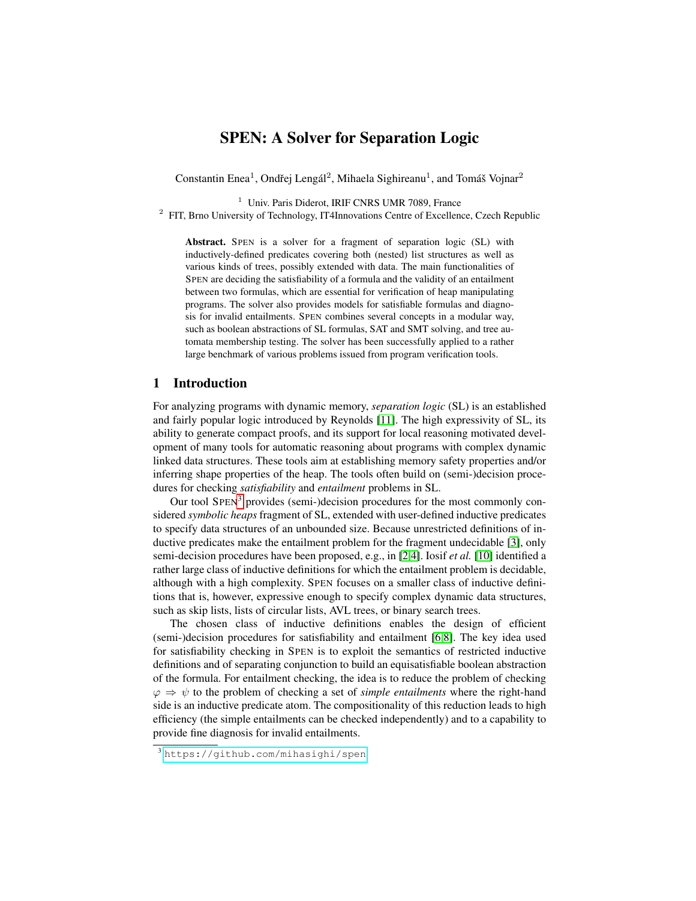// SPEN: A Solver for Separation Logic

Constantin Enea[1], Ondřej Lengál[2], Mihaela Sighireanu[1], and Tomáš Vojnar[2]

[1] Univ. Paris Diderot, IRIF CNRS UMR 7089, France
[2] FIT, Brno University of Technology, IT4Innovations Centre of Excellence, Czech Republic

**Abstract.** SPEN is a solver for a fragment of separation logic (SL) with inductively-defined predicates covering both (nested) list structures as well as various kinds of trees, possibly extended with data. The main functionalities of SPEN are deciding the satisfiability of a formula and the validity of an entailment between two formulas, which are essential for verification of heap manipulating programs. The solver also provides models for satisfiable formulas and diagnosis for invalid entailments. SPEN combines several concepts in a modular way, such as boolean abstractions of SL formulas, SAT and SMT solving, and tree automata membership testing. The solver has been successfully applied to a rather large benchmark of various problems issued from program verification tools.

## 1 Introduction

For analyzing programs with dynamic memory, *separation logic* (SL) is an established and fairly popular logic introduced by Reynolds [11]. The high expressivity of SL, its ability to generate compact proofs, and its support for local reasoning motivated development of many tools for automatic reasoning about programs with complex dynamic linked data structures. These tools aim at establishing memory safety properties and/or inferring shape properties of the heap. The tools often build on (semi-)decision procedures for checking *satisfiability* and *entailment* problems in SL.

Our tool SPEN[3] provides (semi-)decision procedures for the most commonly considered *symbolic heaps* fragment of SL, extended with user-defined inductive predicates to specify data structures of an unbounded size. Because unrestricted definitions of inductive predicates make the entailment problem for the fragment undecidable [3], only semi-decision procedures have been proposed, e.g., in [2,4]. Iosif *et al.* [10] identified a rather large class of inductive definitions for which the entailment problem is decidable, although with a high complexity. SPEN focuses on a smaller class of inductive definitions that is, however, expressive enough to specify complex dynamic data structures, such as skip lists, lists of circular lists, AVL trees, or binary search trees.

The chosen class of inductive definitions enables the design of efficient (semi-)decision procedures for satisfiability and entailment [6,8]. The key idea used for satisfiability checking in SPEN is to exploit the semantics of restricted inductive definitions and of separating conjunction to build an equisatisfiable boolean abstraction of the formula. For entailment checking, the idea is to reduce the problem of checking $\varphi \Rightarrow \psi$ to the problem of checking a set of *simple entailments* where the right-hand side is an inductive predicate atom. The compositionality of this reduction leads to high efficiency (the simple entailments can be checked independently) and to a capability to provide fine diagnosis for invalid entailments.

[3] https://github.com/mihasighi/spen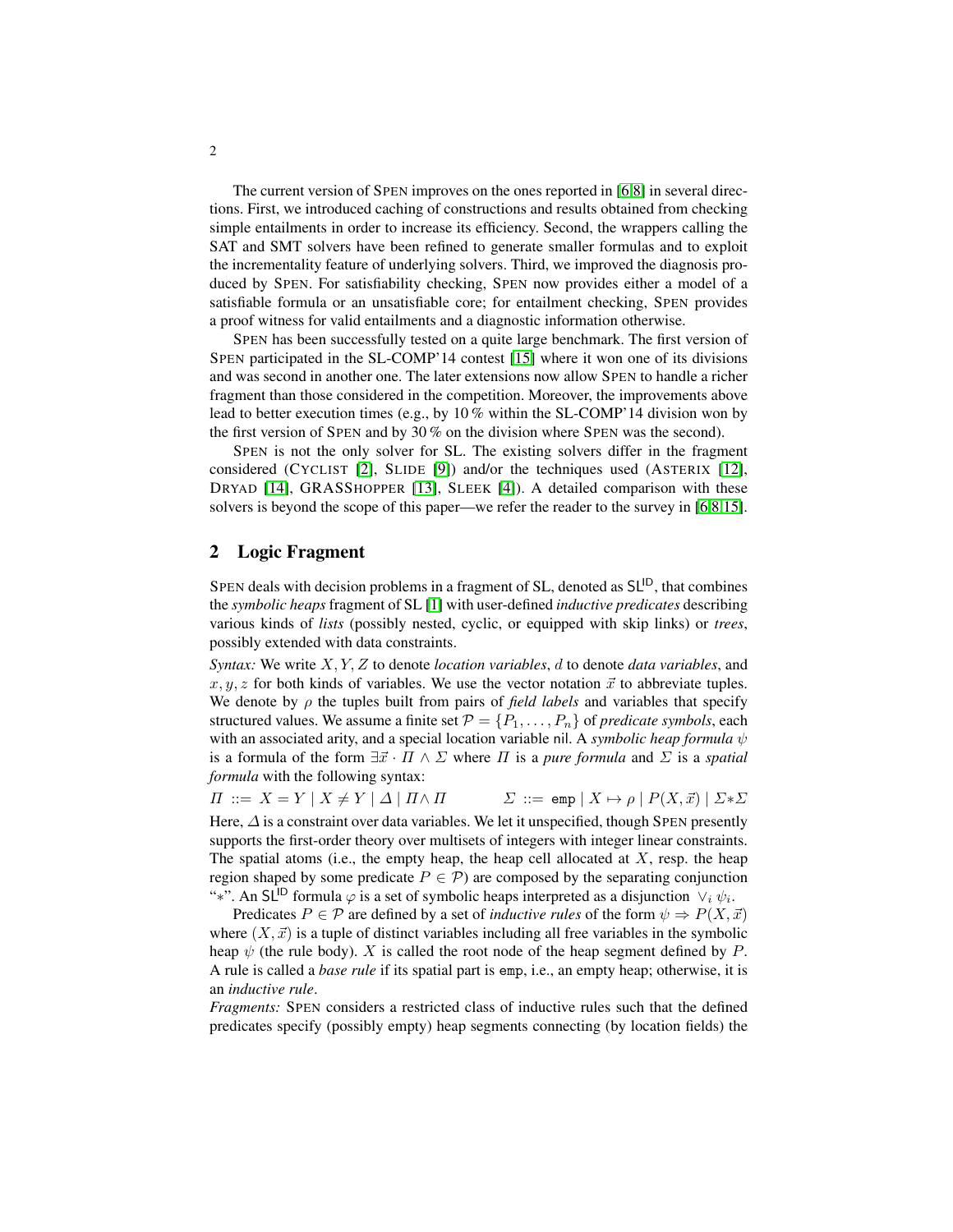The current version of SPEN improves on the ones reported in [6,8] in several directions. First, we introduced caching of constructions and results obtained from checking simple entailments in order to increase its efficiency. Second, the wrappers calling the SAT and SMT solvers have been refined to generate smaller formulas and to exploit the incrementality feature of underlying solvers. Third, we improved the diagnosis produced by SPEN. For satisfiability checking, SPEN now provides either a model of a satisfiable formula or an unsatisfiable core; for entailment checking, SPEN provides a proof witness for valid entailments and a diagnostic information otherwise.

SPEN has been successfully tested on a quite large benchmark. The first version of SPEN participated in the SL-COMP'14 contest [15] where it won one of its divisions and was second in another one. The later extensions now allow SPEN to handle a richer fragment than those considered in the competition. Moreover, the improvements above lead to better execution times (e.g., by 10 % within the SL-COMP'14 division won by the first version of SPEN and by 30 % on the division where SPEN was the second).

SPEN is not the only solver for SL. The existing solvers differ in the fragment considered (CYCLIST [2], SLIDE [9]) and/or the techniques used (ASTERIX [12], DRYAD [14], GRASSHOPPER [13], SLEEK [4]). A detailed comparison with these solvers is beyond the scope of this paper—we refer the reader to the survey in [6,8,15].

## 2 Logic Fragment

SPEN deals with decision problems in a fragment of SL, denoted as $\mathsf{SL}^{\mathsf{ID}}$, that combines the *symbolic heaps* fragment of SL [1] with user-defined *inductive predicates* describing various kinds of *lists* (possibly nested, cyclic, or equipped with skip links) or *trees*, possibly extended with data constraints.

*Syntax:* We write $X, Y, Z$ to denote *location variables*, $d$ to denote *data variables*, and $x, y, z$ for both kinds of variables. We use the vector notation $\vec{x}$ to abbreviate tuples. We denote by $\rho$ the tuples built from pairs of *field labels* and variables that specify structured values. We assume a finite set $\mathcal{P} = \{P_1, \ldots, P_n\}$ of *predicate symbols*, each with an associated arity, and a special location variable $\mathsf{nil}$. A *symbolic heap formula* $\psi$ is a formula of the form $\exists \vec{x} \cdot \Pi \wedge \Sigma$ where $\Pi$ is a *pure formula* and $\Sigma$ is a *spatial formula* with the following syntax:

$$\Pi ::= X = Y \mid X \neq Y \mid \Delta \mid \Pi \wedge \Pi \qquad \Sigma ::= \mathtt{emp} \mid X \mapsto \rho \mid P(X, \vec{x}) \mid \Sigma * \Sigma$$

Here, $\Delta$ is a constraint over data variables. We let it unspecified, though SPEN presently supports the first-order theory over multisets of integers with integer linear constraints. The spatial atoms (i.e., the empty heap, the heap cell allocated at $X$, resp. the heap region shaped by some predicate $P \in \mathcal{P}$) are composed by the separating conjunction "$*$". An $\mathsf{SL}^{\mathsf{ID}}$ formula $\varphi$ is a set of symbolic heaps interpreted as a disjunction $\vee_i \psi_i$.

Predicates $P \in \mathcal{P}$ are defined by a set of *inductive rules* of the form $\psi \Rightarrow P(X, \vec{x})$ where $(X, \vec{x})$ is a tuple of distinct variables including all free variables in the symbolic heap $\psi$ (the rule body). $X$ is called the root node of the heap segment defined by $P$. A rule is called a *base rule* if its spatial part is $\mathtt{emp}$, i.e., an empty heap; otherwise, it is an *inductive rule*.

*Fragments:* SPEN considers a restricted class of inductive rules such that the defined predicates specify (possibly empty) heap segments connecting (by location fields) the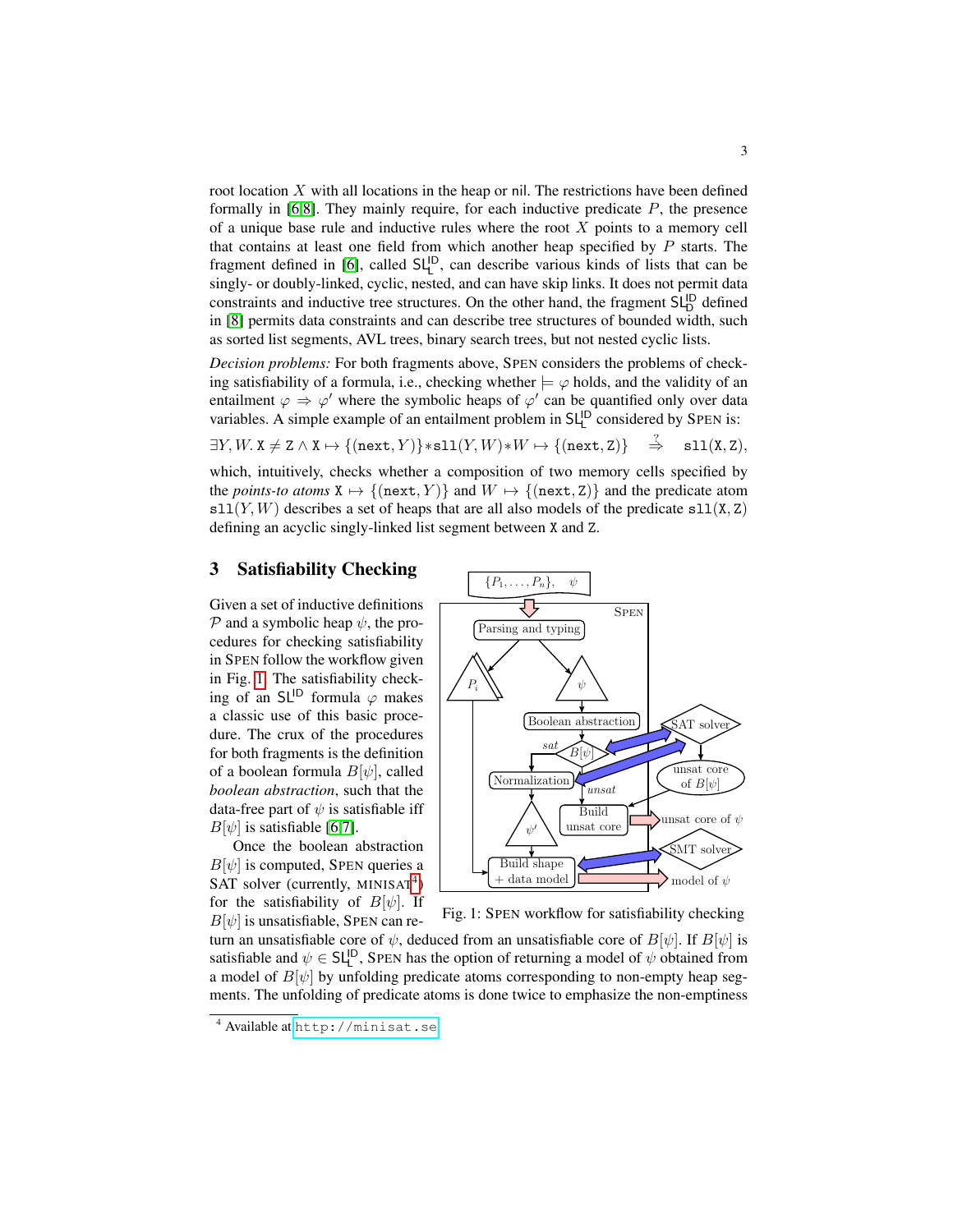root location $X$ with all locations in the heap or nil. The restrictions have been defined formally in [6,8]. They mainly require, for each inductive predicate $P$, the presence of a unique base rule and inductive rules where the root $X$ points to a memory cell that contains at least one field from which another heap specified by $P$ starts. The fragment defined in [6], called $\mathsf{SL}^{\mathsf{ID}}_{\mathsf{L}}$, can describe various kinds of lists that can be singly- or doubly-linked, cyclic, nested, and can have skip links. It does not permit data constraints and inductive tree structures. On the other hand, the fragment $\mathsf{SL}^{\mathsf{ID}}_{\mathsf{D}}$ defined in [8] permits data constraints and can describe tree structures of bounded width, such as sorted list segments, AVL trees, binary search trees, but not nested cyclic lists.

*Decision problems:* For both fragments above, SPEN considers the problems of checking satisfiability of a formula, i.e., checking whether $\models \varphi$ holds, and the validity of an entailment $\varphi \Rightarrow \varphi'$ where the symbolic heaps of $\varphi'$ can be quantified only over data variables. A simple example of an entailment problem in $\mathsf{SL}^{\mathsf{ID}}_{\mathsf{L}}$ considered by SPEN is:

$$\exists Y, W.\, \mathtt{X} \neq \mathtt{Z} \wedge \mathtt{X} \mapsto \{(\mathtt{next}, Y)\} * \mathtt{sll}(Y, W) * W \mapsto \{(\mathtt{next}, \mathtt{Z})\} \quad \overset{?}{\Rightarrow} \quad \mathtt{sll}(\mathtt{X}, \mathtt{Z}),$$

which, intuitively, checks whether a composition of two memory cells specified by the *points-to atoms* $\mathtt{X} \mapsto \{(\mathtt{next}, Y)\}$ and $W \mapsto \{(\mathtt{next}, \mathtt{Z})\}$ and the predicate atom $\mathtt{sll}(Y, W)$ describes a set of heaps that are all also models of the predicate $\mathtt{sll}(\mathtt{X}, \mathtt{Z})$ defining an acyclic singly-linked list segment between X and Z.

## 3 Satisfiability Checking

Given a set of inductive definitions $\mathcal{P}$ and a symbolic heap $\psi$, the procedures for checking satisfiability in SPEN follow the workflow given in Fig. 1. The satisfiability checking of an $\mathsf{SL}^{\mathsf{ID}}$ formula $\varphi$ makes a classic use of this basic procedure. The crux of the procedures for both fragments is the definition of a boolean formula $B[\psi]$, called *boolean abstraction*, such that the data-free part of $\psi$ is satisfiable iff $B[\psi]$ is satisfiable [6,7].

Once the boolean abstraction $B[\psi]$ is computed, SPEN queries a SAT solver (currently, MINISAT[4]) for the satisfiability of $B[\psi]$. If $B[\psi]$ is unsatisfiable, SPEN can return an unsatisfiable core of $\psi$, deduced from an unsatisfiable core of $B[\psi]$. If $B[\psi]$ is satisfiable and $\psi \in \mathsf{SL}^{\mathsf{ID}}_{\mathsf{L}}$, SPEN has the option of returning a model of $\psi$ obtained from a model of $B[\psi]$ by unfolding predicate atoms corresponding to non-empty heap segments. The unfolding of predicate atoms is done twice to emphasize the non-emptiness

Fig. 1: SPEN workflow for satisfiability checking

[4] Available at http://minisat.se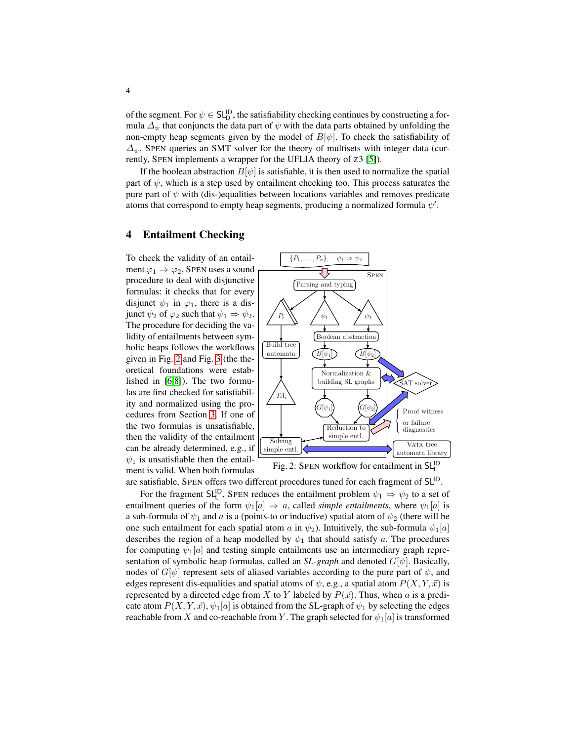of the segment. For $\psi \in \mathsf{SL}^{\mathsf{ID}}_{\mathsf{D}}$, the satisfiability checking continues by constructing a formula $\Delta_\psi$ that conjuncts the data part of $\psi$ with the data parts obtained by unfolding the non-empty heap segments given by the model of $B[\psi]$. To check the satisfiability of $\Delta_\psi$, SPEN queries an SMT solver for the theory of multisets with integer data (currently, SPEN implements a wrapper for the UFLIA theory of Z3 [5]).

If the boolean abstraction $B[\psi]$ is satisfiable, it is then used to normalize the spatial part of $\psi$, which is a step used by entailment checking too. This process saturates the pure part of $\psi$ with (dis-)equalities between locations variables and removes predicate atoms that correspond to empty heap segments, producing a normalized formula $\psi'$.

## 4 Entailment Checking

To check the validity of an entailment $\varphi_1 \Rightarrow \varphi_2$, SPEN uses a sound procedure to deal with disjunctive formulas: it checks that for every disjunct $\psi_1$ in $\varphi_1$, there is a disjunct $\psi_2$ of $\varphi_2$ such that $\psi_1 \Rightarrow \psi_2$. The procedure for deciding the validity of entailments between symbolic heaps follows the workflows given in Fig. 2 and Fig. 3 (the theoretical foundations were established in [6,8]). The two formulas are first checked for satisfiability and normalized using the procedures from Section 3. If one of the two formulas is unsatisfiable, then the validity of the entailment can be already determined, e.g., if $\psi_1$ is unsatisfiable then the entailment is valid. When both formulas are satisfiable, SPEN offers two different procedures tuned for each fragment of $\mathsf{SL}^{\mathsf{ID}}$.

Fig. 2: SPEN workflow for entailment in $\mathsf{SL}^{\mathsf{ID}}_{\mathsf{L}}$

For the fragment $\mathsf{SL}^{\mathsf{ID}}_{\mathsf{L}}$, SPEN reduces the entailment problem $\psi_1 \Rightarrow \psi_2$ to a set of entailment queries of the form $\psi_1[a] \Rightarrow a$, called *simple entailments*, where $\psi_1[a]$ is a sub-formula of $\psi_1$ and $a$ is a (points-to or inductive) spatial atom of $\psi_2$ (there will be one such entailment for each spatial atom $a$ in $\psi_2$). Intuitively, the sub-formula $\psi_1[a]$ describes the region of a heap modelled by $\psi_1$ that should satisfy $a$. The procedures for computing $\psi_1[a]$ and testing simple entailments use an intermediary graph representation of symbolic heap formulas, called an *SL-graph* and denoted $G[\psi]$. Basically, nodes of $G[\psi]$ represent sets of aliased variables according to the pure part of $\psi$, and edges represent dis-equalities and spatial atoms of $\psi$, e.g., a spatial atom $P(X, Y, \vec{x})$ is represented by a directed edge from $X$ to $Y$ labeled by $P(\vec{x})$. Thus, when $a$ is a predicate atom $P(X, Y, \vec{x})$, $\psi_1[a]$ is obtained from the SL-graph of $\psi_1$ by selecting the edges reachable from $X$ and co-reachable from $Y$. The graph selected for $\psi_1[a]$ is transformed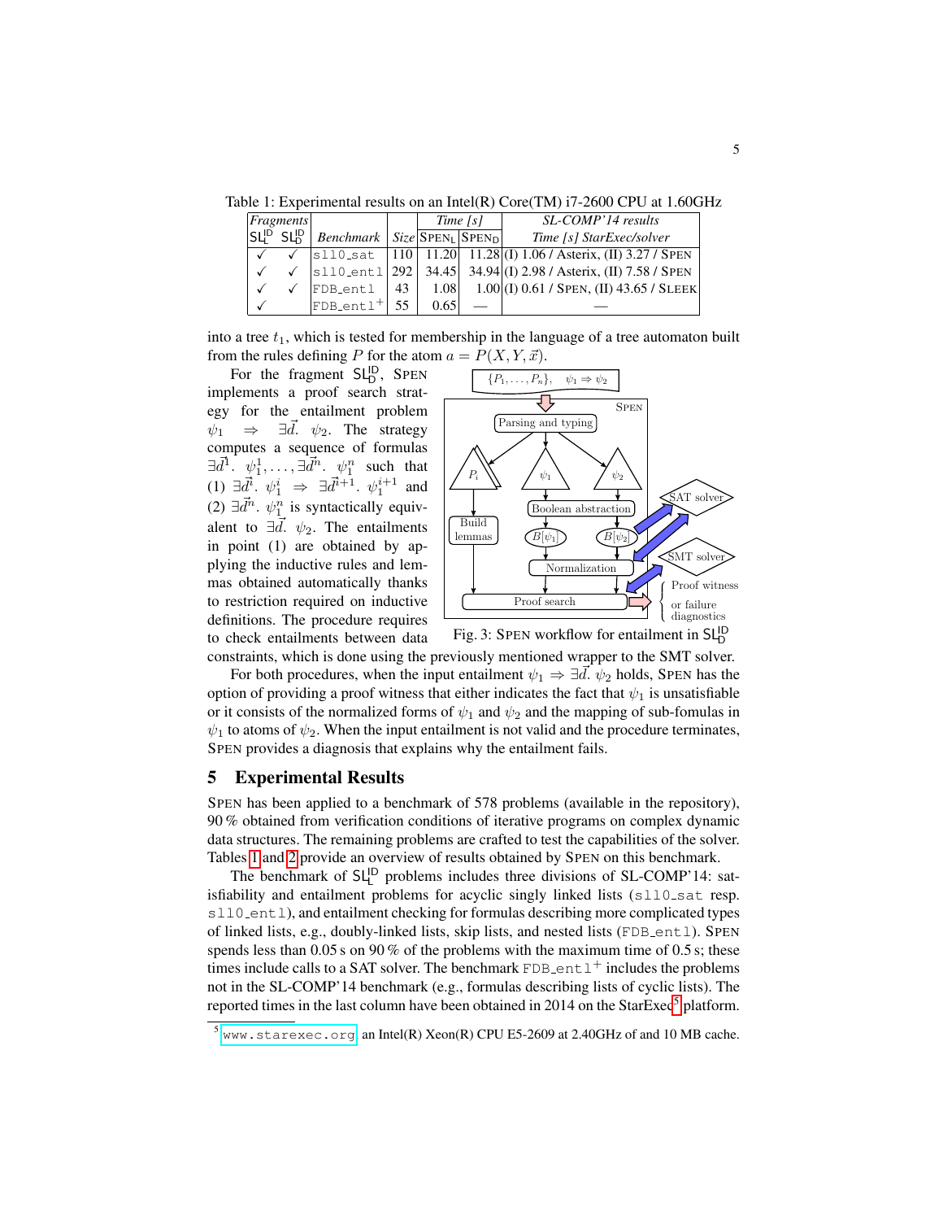Table 1: Experimental results on an Intel(R) Core(TM) i7-2600 CPU at 1.60GHz

| *Fragments* | | | | *Time [s]* | | *SL-COMP'14 results* |
|---|---|---|---|---|---|---|
| $\mathsf{SL}^{\mathsf{ID}}_{\mathsf{L}}$ | $\mathsf{SL}^{\mathsf{ID}}_{\mathsf{D}}$ | *Benchmark* | *Size* | SPEN$_{\mathrm{L}}$ | SPEN$_{\mathrm{D}}$ | *Time [s] StarExec/solver* |
| ✓ | ✓ | `sll0_sat` | 110 | 11.20 | 11.28 | (I) 1.06 / Asterix, (II) 3.27 / SPEN |
| ✓ | ✓ | `sll0_entl` | 292 | 34.45 | 34.94 | (I) 2.98 / Asterix, (II) 7.58 / SPEN |
| ✓ | ✓ | `FDB_entl` | 43 | 1.08 | 1.00 | (I) 0.61 / SPEN, (II) 43.65 / SLEEK |
| ✓ | | `FDB_entl`$^+$ | 55 | 0.65 | — | — |

into a tree $t_1$, which is tested for membership in the language of a tree automaton built from the rules defining $P$ for the atom $a = P(X, Y, \vec{x})$.

For the fragment $\mathsf{SL}^{\mathsf{ID}}_{\mathsf{D}}$, SPEN implements a proof search strategy for the entailment problem $\psi_1 \Rightarrow \exists \vec{d}.\ \psi_2$. The strategy computes a sequence of formulas $\exists \vec{d}^1.\ \psi_1^1, \ldots, \exists \vec{d}^n.\ \psi_1^n$ such that (1) $\exists \vec{d}^i.\ \psi_1^i \Rightarrow \exists \vec{d}^{i+1}.\ \psi_1^{i+1}$ and (2) $\exists \vec{d}^n.\ \psi_1^n$ is syntactically equivalent to $\exists \vec{d}.\ \psi_2$. The entailments in point (1) are obtained by applying the inductive rules and lemmas obtained automatically thanks to restriction required on inductive definitions. The procedure requires to check entailments between data constraints, which is done using the previously mentioned wrapper to the SMT solver.

Fig. 3: SPEN workflow for entailment in $\mathsf{SL}^{\mathsf{ID}}_{\mathsf{D}}$

For both procedures, when the input entailment $\psi_1 \Rightarrow \exists \vec{d}.\ \psi_2$ holds, SPEN has the option of providing a proof witness that either indicates the fact that $\psi_1$ is unsatisfiable or it consists of the normalized forms of $\psi_1$ and $\psi_2$ and the mapping of sub-fomulas in $\psi_1$ to atoms of $\psi_2$. When the input entailment is not valid and the procedure terminates, SPEN provides a diagnosis that explains why the entailment fails.

## 5 Experimental Results

SPEN has been applied to a benchmark of 578 problems (available in the repository), 90 % obtained from verification conditions of iterative programs on complex dynamic data structures. The remaining problems are crafted to test the capabilities of the solver. Tables 1 and 2 provide an overview of results obtained by SPEN on this benchmark.

The benchmark of $\mathsf{SL}^{\mathsf{ID}}_{\mathsf{L}}$ problems includes three divisions of SL-COMP'14: satisfiability and entailment problems for acyclic singly linked lists (`sll0_sat` resp. `sll0_entl`), and entailment checking for formulas describing more complicated types of linked lists, e.g., doubly-linked lists, skip lists, and nested lists (`FDB_entl`). SPEN spends less than 0.05 s on 90 % of the problems with the maximum time of 0.5 s; these times include calls to a SAT solver. The benchmark `FDB_entl`$^+$ includes the problems not in the SL-COMP'14 benchmark (e.g., formulas describing lists of cyclic lists). The reported times in the last column have been obtained in 2014 on the StarExec[5] platform.

[5] www.starexec.org, an Intel(R) Xeon(R) CPU E5-2609 at 2.40GHz of and 10 MB cache.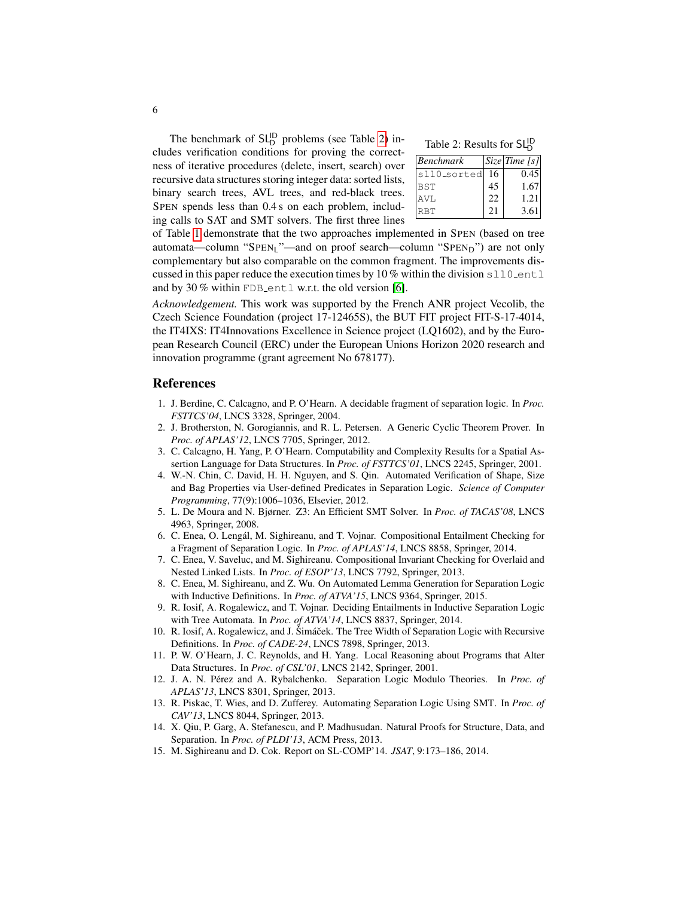The benchmark of $\mathsf{SL}^{\mathsf{ID}}_{\mathsf{D}}$ problems (see Table 2) includes verification conditions for proving the correctness of iterative procedures (delete, insert, search) over recursive data structures storing integer data: sorted lists, binary search trees, AVL trees, and red-black trees. SPEN spends less than 0.4 s on each problem, including calls to SAT and SMT solvers. The first three lines of Table 1 demonstrate that the two approaches implemented in SPEN (based on tree automata—column "$\text{SPEN}_{\text{L}}$"—and on proof search—column "$\text{SPEN}_{\text{D}}$") are not only complementary but also comparable on the common fragment. The improvements discussed in this paper reduce the execution times by 10 % within the division `sll0_entl` and by 30 % within `FDB_entl` w.r.t. the old version [6].

Table 2: Results for $\mathsf{SL}^{\mathsf{ID}}_{\mathsf{D}}$

| *Benchmark* | *Size* | *Time [s]* |
|---|---|---|
| `sll0_sorted` | 16 | 0.45 |
| `BST` | 45 | 1.67 |
| `AVL` | 22 | 1.21 |
| `RBT` | 21 | 3.61 |

*Acknowledgement.* This work was supported by the French ANR project Vecolib, the Czech Science Foundation (project 17-12465S), the BUT FIT project FIT-S-17-4014, the IT4IXS: IT4Innovations Excellence in Science project (LQ1602), and by the European Research Council (ERC) under the European Unions Horizon 2020 research and innovation programme (grant agreement No 678177).

## References

1. J. Berdine, C. Calcagno, and P. O'Hearn. A decidable fragment of separation logic. In *Proc. FSTTCS'04*, LNCS 3328, Springer, 2004.
2. J. Brotherston, N. Gorogiannis, and R. L. Petersen. A Generic Cyclic Theorem Prover. In *Proc. of APLAS'12*, LNCS 7705, Springer, 2012.
3. C. Calcagno, H. Yang, P. O'Hearn. Computability and Complexity Results for a Spatial Assertion Language for Data Structures. In *Proc. of FSTTCS'01*, LNCS 2245, Springer, 2001.
4. W.-N. Chin, C. David, H. H. Nguyen, and S. Qin. Automated Verification of Shape, Size and Bag Properties via User-defined Predicates in Separation Logic. *Science of Computer Programming*, 77(9):1006–1036, Elsevier, 2012.
5. L. De Moura and N. Bjørner. Z3: An Efficient SMT Solver. In *Proc. of TACAS'08*, LNCS 4963, Springer, 2008.
6. C. Enea, O. Lengál, M. Sighireanu, and T. Vojnar. Compositional Entailment Checking for a Fragment of Separation Logic. In *Proc. of APLAS'14*, LNCS 8858, Springer, 2014.
7. C. Enea, V. Saveluc, and M. Sighireanu. Compositional Invariant Checking for Overlaid and Nested Linked Lists. In *Proc. of ESOP'13*, LNCS 7792, Springer, 2013.
8. C. Enea, M. Sighireanu, and Z. Wu. On Automated Lemma Generation for Separation Logic with Inductive Definitions. In *Proc. of ATVA'15*, LNCS 9364, Springer, 2015.
9. R. Iosif, A. Rogalewicz, and T. Vojnar. Deciding Entailments in Inductive Separation Logic with Tree Automata. In *Proc. of ATVA'14*, LNCS 8837, Springer, 2014.
10. R. Iosif, A. Rogalewicz, and J. Šimáček. The Tree Width of Separation Logic with Recursive Definitions. In *Proc. of CADE-24*, LNCS 7898, Springer, 2013.
11. P. W. O'Hearn, J. C. Reynolds, and H. Yang. Local Reasoning about Programs that Alter Data Structures. In *Proc. of CSL'01*, LNCS 2142, Springer, 2001.
12. J. A. N. Pérez and A. Rybalchenko. Separation Logic Modulo Theories. In *Proc. of APLAS'13*, LNCS 8301, Springer, 2013.
13. R. Piskac, T. Wies, and D. Zufferey. Automating Separation Logic Using SMT. In *Proc. of CAV'13*, LNCS 8044, Springer, 2013.
14. X. Qiu, P. Garg, A. Stefanescu, and P. Madhusudan. Natural Proofs for Structure, Data, and Separation. In *Proc. of PLDI'13*, ACM Press, 2013.
15. M. Sighireanu and D. Cok. Report on SL-COMP'14. *JSAT*, 9:173–186, 2014.